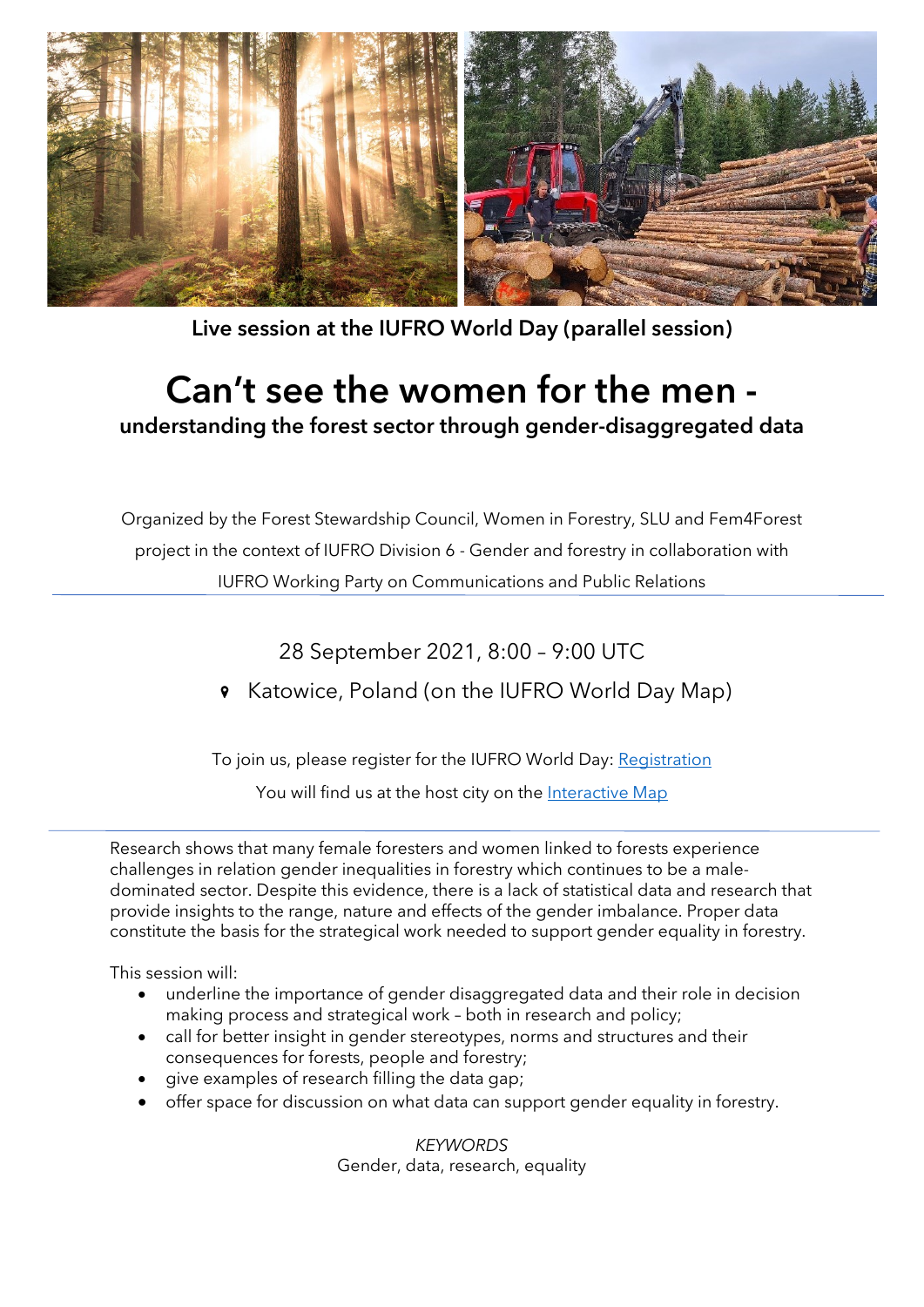**Live session at the IUFRO World Day (parallel session)**

# Can't see the women for the men -

## understanding the forest sector through gender-disaggregated data

Organized by the Forest Stewardship Council, Women in Forestry, SLU and Fem4Forest project in the context of IUFRO Division 6 - Gender and forestry in collaboration with IUFRO Working Party on Communications and Public Relations

28 September 2021, 8:00 – 9:00 UTC

Katowice, Poland (on the IUFRO World Day Map)

To join us, please register for the IUFRO World Day: Registration

You will find us at the host city on the Interactive Map

Research shows that many female foresters and women linked to forests experience challenges in relation gender inequalities in forestry which continues to be a male-dominated sector. Despite this evidence, there is a lack of statistical data and research that provide insights to the range, nature and effects of the gender imbalance. Proper data constitute the basis for the strategical work needed to support gender equality in forestry.

This session will:

- underline the importance of gender disaggregated data and their role in decision making process and strategical work – both in research and policy;
- call for better insight in gender stereotypes, norms and structures and their consequences for forests, people and forestry;
- give examples of research filling the data gap;
- offer space for discussion on what data can support gender equality in forestry.

*KEYWORDS*

Gender, data, research, equality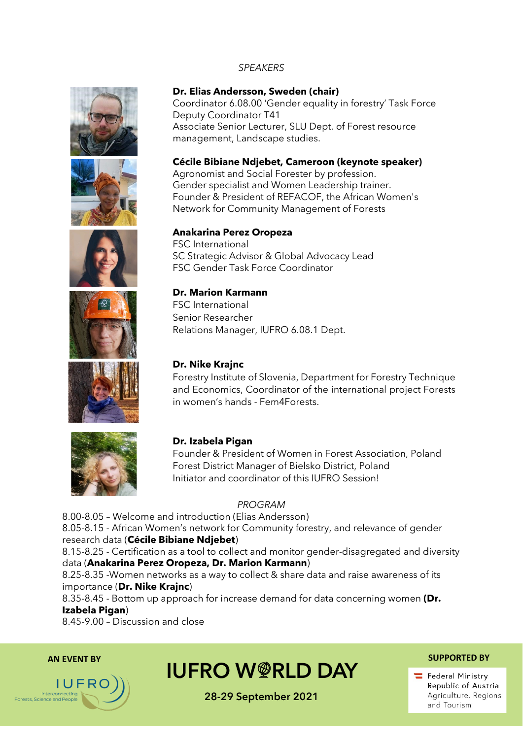*SPEAKERS*

**Dr. Elias Andersson, Sweden (chair)**
Coordinator 6.08.00 'Gender equality in forestry' Task Force
Deputy Coordinator T41
Associate Senior Lecturer, SLU Dept. of Forest resource management, Landscape studies.

**Cécile Bibiane Ndjebet, Cameroon (keynote speaker)**
Agronomist and Social Forester by profession.
Gender specialist and Women Leadership trainer.
Founder & President of REFACOF, the African Women's Network for Community Management of Forests

**Anakarina Perez Oropeza**
FSC International
SC Strategic Advisor & Global Advocacy Lead
FSC Gender Task Force Coordinator

**Dr. Marion Karmann**
FSC International
Senior Researcher
Relations Manager, IUFRO 6.08.1 Dept.

**Dr. Nike Krajnc**
Forestry Institute of Slovenia, Department for Forestry Technique and Economics, Coordinator of the international project Forests in women's hands - Fem4Forests.

**Dr. Izabela Pigan**
Founder & President of Women in Forest Association, Poland
Forest District Manager of Bielsko District, Poland
Initiator and coordinator of this IUFRO Session!

*PROGRAM*

8.00-8.05 – Welcome and introduction (Elias Andersson)
8.05-8.15 - African Women's network for Community forestry, and relevance of gender research data (**Cécile Bibiane Ndjebet**)
8.15-8.25 - Certification as a tool to collect and monitor gender-disagregated and diversity data (**Anakarina Perez Oropeza, Dr. Marion Karmann**)
8.25-8.35 -Women networks as a way to collect & share data and raise awareness of its importance (**Dr. Nike Krajnc**)
8.35-8.45 - Bottom up approach for increase demand for data concerning women **(Dr. Izabela Pigan**)
8.45-9.00 – Discussion and close

**AN EVENT BY**

IUFRO
Interconnecting Forests, Science and People

**IUFRO WORLD DAY**

**28-29 September 2021**

**SUPPORTED BY**

Federal Ministry
Republic of Austria
Agriculture, Regions and Tourism